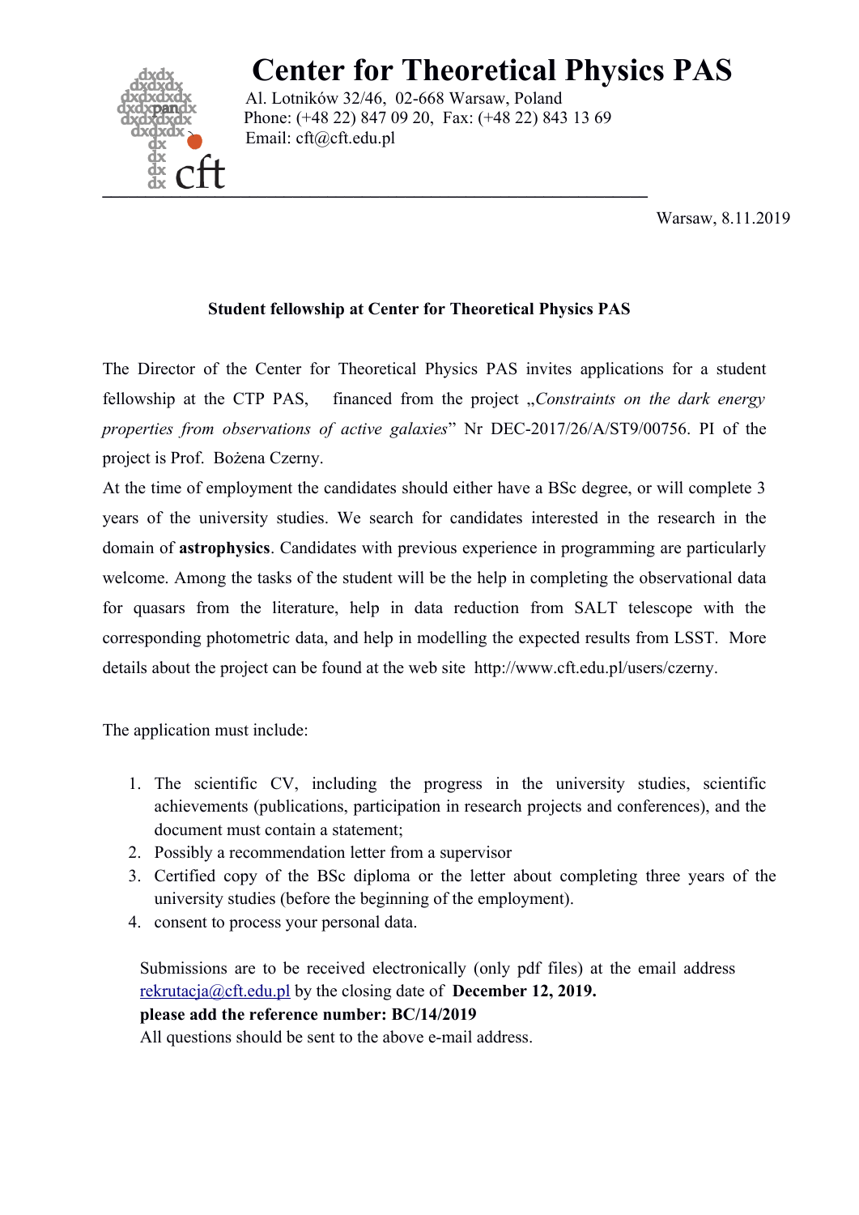# Center for Theoretical Physics PAS

Al. Lotników 32/46, 02-668 Warsaw, Poland
Phone: (+48 22) 847 09 20, Fax: (+48 22) 843 13 69
Email: cft@cft.edu.pl

Warsaw, 8.11.2019

**Student fellowship at Center for Theoretical Physics PAS**

The Director of the Center for Theoretical Physics PAS invites applications for a student fellowship at the CTP PAS, financed from the project „*Constraints on the dark energy properties from observations of active galaxies*" Nr DEC-2017/26/A/ST9/00756. PI of the project is Prof. Bożena Czerny.

At the time of employment the candidates should either have a BSc degree, or will complete 3 years of the university studies. We search for candidates interested in the research in the domain of **astrophysics**. Candidates with previous experience in programming are particularly welcome. Among the tasks of the student will be the help in completing the observational data for quasars from the literature, help in data reduction from SALT telescope with the corresponding photometric data, and help in modelling the expected results from LSST. More details about the project can be found at the web site http://www.cft.edu.pl/users/czerny.

The application must include:

1. The scientific CV, including the progress in the university studies, scientific achievements (publications, participation in research projects and conferences), and the document must contain a statement;
2. Possibly a recommendation letter from a supervisor
3. Certified copy of the BSc diploma or the letter about completing three years of the university studies (before the beginning of the employment).
4. consent to process your personal data.

Submissions are to be received electronically (only pdf files) at the email address rekrutacja@cft.edu.pl by the closing date of **December 12, 2019.**
**please add the reference number: BC/14/2019**
All questions should be sent to the above e-mail address.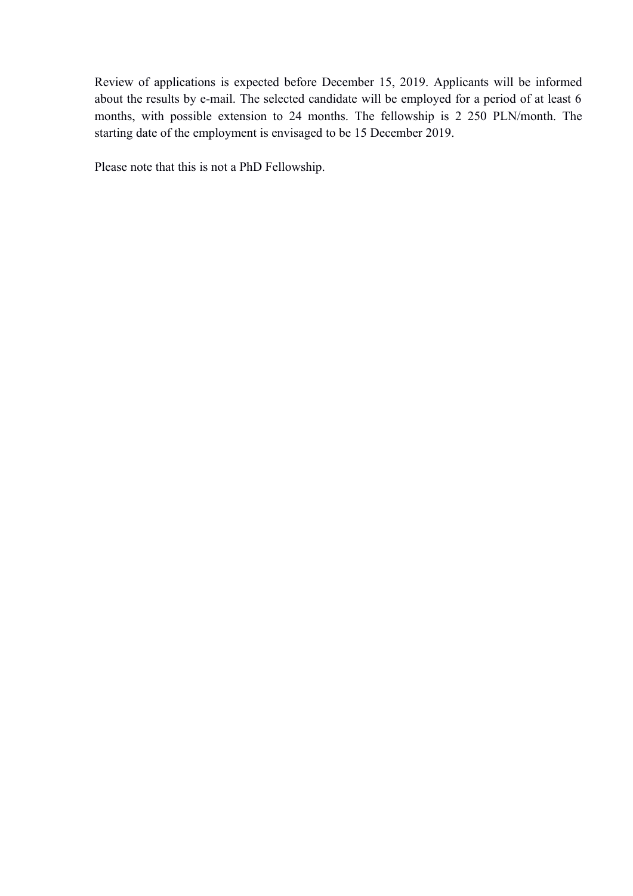Review of applications is expected before December 15, 2019. Applicants will be informed about the results by e-mail. The selected candidate will be employed for a period of at least 6 months, with possible extension to 24 months. The fellowship is 2 250 PLN/month. The starting date of the employment is envisaged to be 15 December 2019.

Please note that this is not a PhD Fellowship.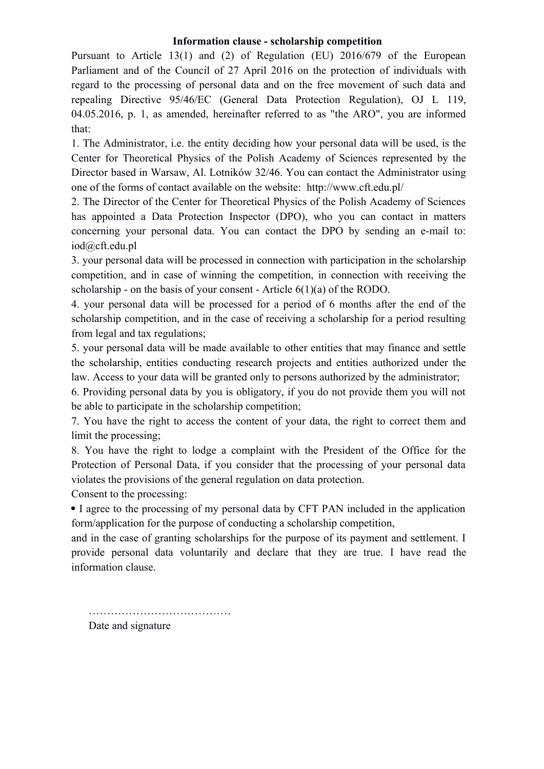**Information clause - scholarship competition**

Pursuant to Article 13(1) and (2) of Regulation (EU) 2016/679 of the European Parliament and of the Council of 27 April 2016 on the protection of individuals with regard to the processing of personal data and on the free movement of such data and repealing Directive 95/46/EC (General Data Protection Regulation), OJ L 119, 04.05.2016, p. 1, as amended, hereinafter referred to as "the ARO", you are informed that:

1. The Administrator, i.e. the entity deciding how your personal data will be used, is the Center for Theoretical Physics of the Polish Academy of Sciences represented by the Director based in Warsaw, Al. Lotników 32/46. You can contact the Administrator using one of the forms of contact available on the website: http://www.cft.edu.pl/
2. The Director of the Center for Theoretical Physics of the Polish Academy of Sciences has appointed a Data Protection Inspector (DPO), who you can contact in matters concerning your personal data. You can contact the DPO by sending an e-mail to: iod@cft.edu.pl
3. your personal data will be processed in connection with participation in the scholarship competition, and in case of winning the competition, in connection with receiving the scholarship - on the basis of your consent - Article 6(1)(a) of the RODO.
4. your personal data will be processed for a period of 6 months after the end of the scholarship competition, and in the case of receiving a scholarship for a period resulting from legal and tax regulations;
5. your personal data will be made available to other entities that may finance and settle the scholarship, entities conducting research projects and entities authorized under the law. Access to your data will be granted only to persons authorized by the administrator;
6. Providing personal data by you is obligatory, if you do not provide them you will not be able to participate in the scholarship competition;
7. You have the right to access the content of your data, the right to correct them and limit the processing;
8. You have the right to lodge a complaint with the President of the Office for the Protection of Personal Data, if you consider that the processing of your personal data violates the provisions of the general regulation on data protection.

Consent to the processing:

- I agree to the processing of my personal data by CFT PAN included in the application form/application for the purpose of conducting a scholarship competition,

and in the case of granting scholarships for the purpose of its payment and settlement. I provide personal data voluntarily and declare that they are true. I have read the information clause.

…………………………………

Date and signature